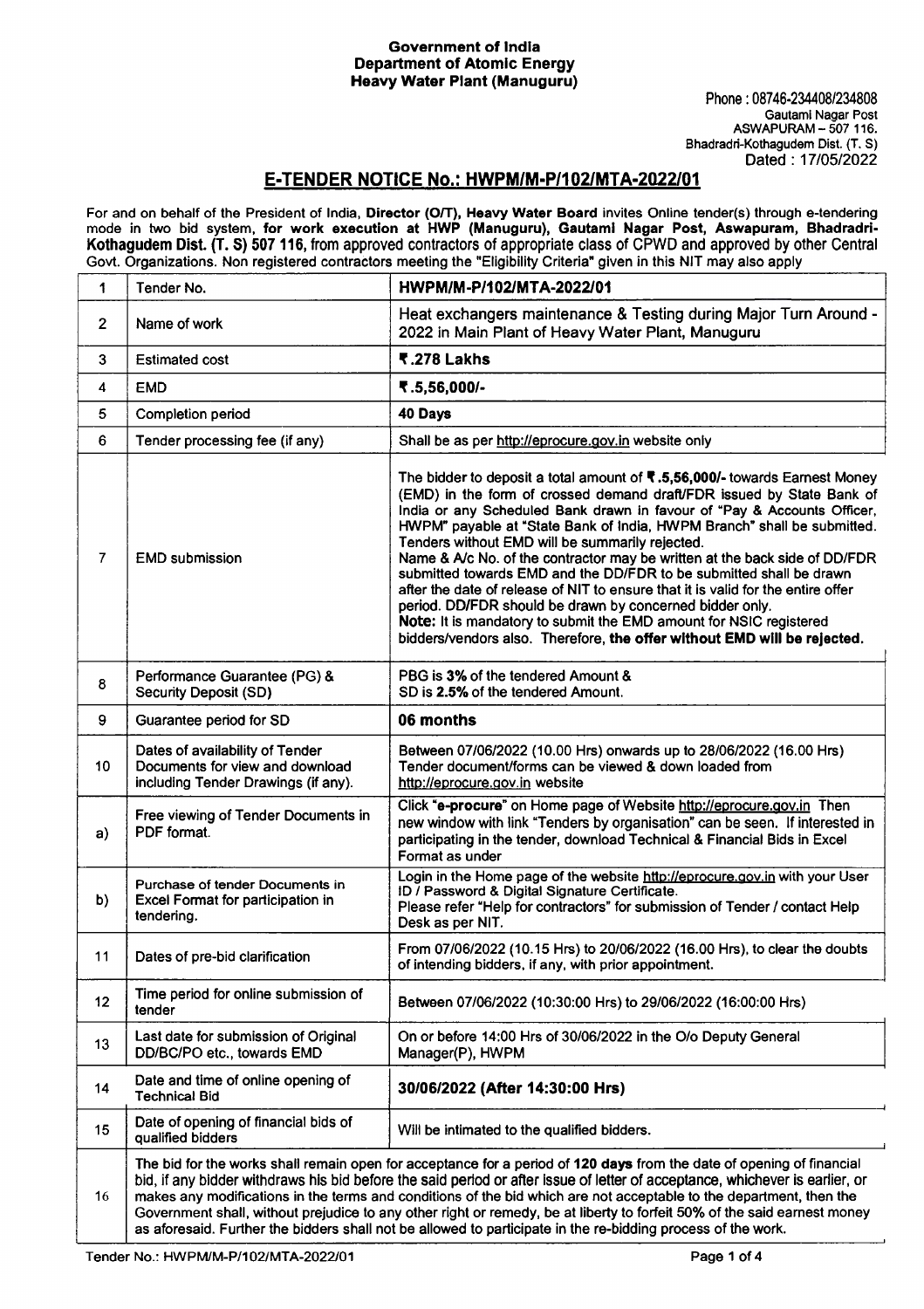**Government of India**
**Department of Atomic Energy**
**Heavy Water Plant (Manuguru)**

Phone : 08746-234408/234808
Gautami Nagar Post
ASWAPURAM – 507 116.
Bhadradri-Kothagudem Dist. (T. S)
Dated : 17/05/2022

## E-TENDER NOTICE No.: HWPM/M-P/102/MTA-2022/01

For and on behalf of the President of India, **Director (O/T), Heavy Water Board** invites Online tender(s) through e-tendering mode in two bid system, **for work execution at HWP (Manuguru), Gautami Nagar Post, Aswapuram, Bhadradri-Kothagudem Dist. (T. S) 507 116,** from approved contractors of appropriate class of CPWD and approved by other Central Govt. Organizations. Non registered contractors meeting the "Eligibility Criteria" given in this NIT may also apply

| 1 | Tender No. | **HWPM/M-P/102/MTA-2022/01** |
|---|---|---|
| 2 | Name of work | Heat exchangers maintenance & Testing during Major Turn Around - 2022 in Main Plant of Heavy Water Plant, Manuguru |
| 3 | Estimated cost | **₹.278 Lakhs** |
| 4 | EMD | **₹.5,56,000/-** |
| 5 | Completion period | **40 Days** |
| 6 | Tender processing fee (if any) | Shall be as per http://eprocure.gov.in website only |
| 7 | EMD submission | The bidder to deposit a total amount of **₹.5,56,000/-** towards Earnest Money (EMD) in the form of crossed demand draft/FDR issued by State Bank of India or any Scheduled Bank drawn in favour of "Pay & Accounts Officer, HWPM" payable at "State Bank of India, HWPM Branch" shall be submitted. Tenders without EMD will be summarily rejected. Name & A/c No. of the contractor may be written at the back side of DD/FDR submitted towards EMD and the DD/FDR to be submitted shall be drawn after the date of release of NIT to ensure that it is valid for the entire offer period. DD/FDR should be drawn by concerned bidder only. **Note:** It is mandatory to submit the EMD amount for NSIC registered bidders/vendors also. Therefore, **the offer without EMD will be rejected.** |
| 8 | Performance Guarantee (PG) & Security Deposit (SD) | PBG is **3%** of the tendered Amount & SD is **2.5%** of the tendered Amount. |
| 9 | Guarantee period for SD | **06 months** |
| 10 | Dates of availability of Tender Documents for view and download including Tender Drawings (if any). | Between 07/06/2022 (10.00 Hrs) onwards up to 28/06/2022 (16.00 Hrs) Tender document/forms can be viewed & down loaded from http://eprocure.gov.in website |
| a) | Free viewing of Tender Documents in PDF format. | Click **"e-procure"** on Home page of Website http://eprocure.gov.in Then new window with link "Tenders by organisation" can be seen. If interested in participating in the tender, download Technical & Financial Bids in Excel Format as under |
| b) | Purchase of tender Documents in Excel Format for participation in tendering. | Login in the Home page of the website http://eprocure.gov.in with your User ID / Password & Digital Signature Certificate. Please refer "Help for contractors" for submission of Tender / contact Help Desk as per NIT. |
| 11 | Dates of pre-bid clarification | From 07/06/2022 (10.15 Hrs) to 20/06/2022 (16.00 Hrs), to clear the doubts of intending bidders, if any, with prior appointment. |
| 12 | Time period for online submission of tender | Between 07/06/2022 (10:30:00 Hrs) to 29/06/2022 (16:00:00 Hrs) |
| 13 | Last date for submission of Original DD/BC/PO etc., towards EMD | On or before 14:00 Hrs of 30/06/2022 in the O/o Deputy General Manager(P), HWPM |
| 14 | Date and time of online opening of Technical Bid | **30/06/2022 (After 14:30:00 Hrs)** |
| 15 | Date of opening of financial bids of qualified bidders | Will be intimated to the qualified bidders. |
| 16 | The bid for the works shall remain open for acceptance for a period of **120 days** from the date of opening of financial bid, if any bidder withdraws his bid before the said period or after issue of letter of acceptance, whichever is earlier, or makes any modifications in the terms and conditions of the bid which are not acceptable to the department, then the Government shall, without prejudice to any other right or remedy, be at liberty to forfeit 50% of the said earnest money as aforesaid. Further the bidders shall not be allowed to participate in the re-bidding process of the work. | |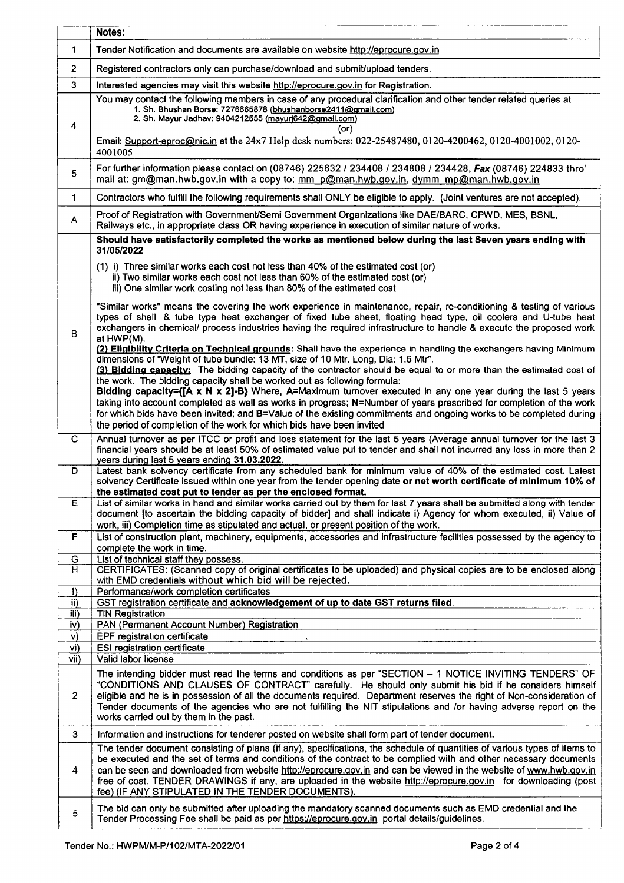| | Notes: |
|---|---|
| 1 | Tender Notification and documents are available on website http://eprocure.gov.in |
| 2 | Registered contractors only can purchase/download and submit/upload tenders. |
| 3 | Interested agencies may visit this website http://eprocure.gov.in for Registration. |
| 4 | You may contact the following members in case of any procedural clarification and other tender related queries at<br>1. Sh. Bhushan Borse: 7276665878 (bhushanborse2411@gmail.com)<br>2. Sh. Mayur Jadhav: 9404212555 (mayurj642@gmail.com)<br>(or)<br>Email: Support-eproc@nic.in at the 24x7 Help desk numbers: 022-25487480, 0120-4200462, 0120-4001002, 0120-4001005 |
| 5 | For further information please contact on (08746) 225632 / 234408 / 234808 / 234428, ***Fax*** (08746) 224833 thro' mail at: gm@man.hwb.gov.in with a copy to: mm_p@man.hwb.gov.in, dymm_mp@man.hwb.gov.in |
| 1 | Contractors who fulfill the following requirements shall ONLY be eligible to apply. (Joint ventures are not accepted). |
| A | Proof of Registration with Government/Semi Government Organizations like DAE/BARC, CPWD, MES, BSNL, Railways etc., in appropriate class OR having experience in execution of similar nature of works. |
| B | **Should have satisfactorily completed the works as mentioned below during the last Seven years ending with 31/05/2022**<br>(1) i) Three similar works each cost not less than 40% of the estimated cost (or)<br>ii) Two similar works each cost not less than 60% of the estimated cost (or)<br>iii) One similar work costing not less than 80% of the estimated cost<br>"Similar works" means the covering the work experience in maintenance, repair, re-conditioning & testing of various types of shell & tube type heat exchanger of fixed tube sheet, floating head type, oil coolers and U-tube heat exchangers in chemical/ process industries having the required infrastructure to handle & execute the proposed work at HWP(M).<br>**(2) Eligibility Criteria on Technical grounds**: Shall have the experience in handling the exchangers having Minimum dimensions of "Weight of tube bundle: 13 MT, size of 10 Mtr. Long, Dia: 1.5 Mtr".<br>**(3) Bidding capacity:** The bidding capacity of the contractor should be equal to or more than the estimated cost of the work. The bidding capacity shall be worked out as following formula:<br>**Bidding capacity={[A x N x 2]-B}** Where, **A**=Maximum turnover executed in any one year during the last 5 years taking into account completed as well as works in progress; **N**=Number of years prescribed for completion of the work for which bids have been invited; and **B**=Value of the existing commitments and ongoing works to be completed during the period of completion of the work for which bids have been invited |
| C | Annual turnover as per ITCC or profit and loss statement for the last 5 years (Average annual turnover for the last 3 financial years should be at least 50% of estimated value put to tender and shall not incurred any loss in more than 2 years during last 5 years ending **31.03.2022.** |
| D | Latest bank solvency certificate from any scheduled bank for minimum value of 40% of the estimated cost. Latest solvency Certificate issued within one year from the tender opening date **or net worth certificate of minimum 10% of the estimated cost put to tender as per the enclosed format.** |
| E | List of similar works in hand and similar works carried out by them for last 7 years shall be submitted along with tender document [to ascertain the bidding capacity of bidder] and shall indicate i) Agency for whom executed, ii) Value of work, iii) Completion time as stipulated and actual, or present position of the work. |
| F | List of construction plant, machinery, equipments, accessories and infrastructure facilities possessed by the agency to complete the work in time. |
| G | List of technical staff they possess. |
| H | CERTIFICATES: (Scanned copy of original certificates to be uploaded) and physical copies are to be enclosed along with EMD credentials without which bid will be rejected. |
| I) | Performance/work completion certificates |
| ii) | GST registration certificate and **acknowledgement of up to date GST returns filed.** |
| iii) | TIN Registration |
| iv) | PAN (Permanent Account Number) Registration |
| v) | EPF registration certificate |
| vi) | ESI registration certificate |
| vii) | Valid labor license |
| 2 | The intending bidder must read the terms and conditions as per "SECTION – 1 NOTICE INVITING TENDERS" OF "CONDITIONS AND CLAUSES OF CONTRACT" carefully. He should only submit his bid if he considers himself eligible and he is in possession of all the documents required. Department reserves the right of Non-consideration of Tender documents of the agencies who are not fulfilling the NIT stipulations and /or having adverse report on the works carried out by them in the past. |
| 3 | Information and instructions for tenderer posted on website shall form part of tender document. |
| 4 | The tender document consisting of plans (if any), specifications, the schedule of quantities of various types of items to be executed and the set of terms and conditions of the contract to be complied with and other necessary documents can be seen and downloaded from website http://eprocure.gov.in and can be viewed in the website of www.hwb.gov.in free of cost. TENDER DRAWINGS if any, are uploaded in the website http://eprocure.gov.in for downloading (post fee) (IF ANY STIPULATED IN THE TENDER DOCUMENTS). |
| 5 | The bid can only be submitted after uploading the mandatory scanned documents such as EMD credential and the Tender Processing Fee shall be paid as per https://eprocure.gov.in portal details/guidelines. |

Tender No.: HWPM/M-P/102/MTA-2022/01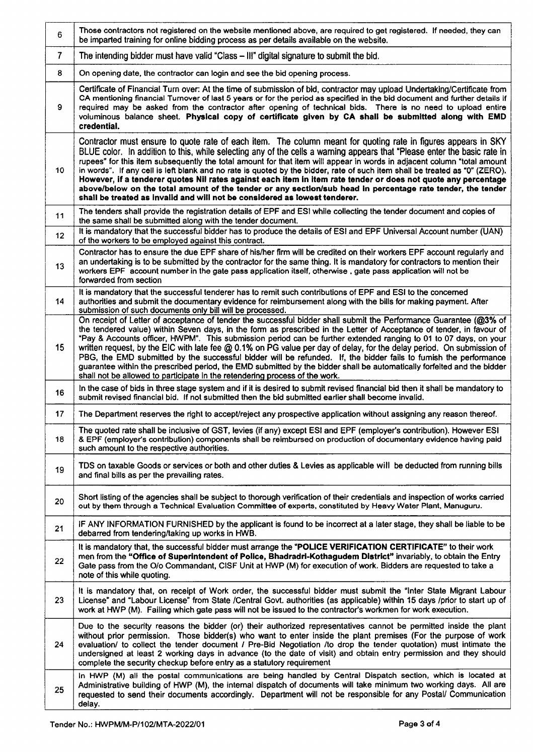| | |
|---|---|
| 6 | Those contractors not registered on the website mentioned above, are required to get registered. If needed, they can be imparted training for online bidding process as per details available on the website. |
| 7 | The intending bidder must have valid "Class – III" digital signature to submit the bid. |
| 8 | On opening date, the contractor can login and see the bid opening process. |
| 9 | Certificate of Financial Turn over: At the time of submission of bid, contractor may upload Undertaking/Certificate from CA mentioning financial Turnover of last 5 years or for the period as specified in the bid document and further details if required may be asked from the contractor after opening of technical bids. There is no need to upload entire voluminous balance sheet. **Physical copy of certificate given by CA shall be submitted along with EMD credential.** |
| 10 | Contractor must ensure to quote rate of each item. The column meant for quoting rate in figures appears in SKY BLUE color. In addition to this, while selecting any of the cells a warning appears that "Please enter the basic rate in rupees" for this item subsequently the total amount for that item will appear in words in adjacent column "total amount in words". If any cell is left blank and no rate is quoted by the bidder, rate of such item shall be treated as "0" (ZERO). **However, if a tenderer quotes Nil rates against each item in item rate tender or does not quote any percentage above/below on the total amount of the tender or any section/sub head in percentage rate tender, the tender shall be treated as invalid and will not be considered as lowest tenderer.** |
| 11 | The tenders shall provide the registration details of EPF and ESI while collecting the tender document and copies of the same shall be submitted along with the tender document. |
| 12 | It is mandatory that the successful bidder has to produce the details of ESI and EPF Universal Account number (UAN) of the workers to be employed against this contract. |
| 13 | Contractor has to ensure the due EPF share of his/her firm will be credited on their workers EPF account regularly and an undertaking is to be submitted by the contractor for the same thing. It is mandatory for contractors to mention their workers EPF account number in the gate pass application itself, otherwise , gate pass application will not be forwarded from section |
| 14 | It is mandatory that the successful tenderer has to remit such contributions of EPF and ESI to the concerned authorities and submit the documentary evidence for reimbursement along with the bills for making payment. After submission of such documents only bill will be processed. |
| 15 | On receipt of Letter of acceptance of tender the successful bidder shall submit the Performance Guarantee (**@3%** of the tendered value) within Seven days, in the form as prescribed in the Letter of Acceptance of tender, in favour of "Pay & Accounts officer, HWPM". This submission period can be further extended ranging to 01 to 07 days, on your written request, by the EIC with late fee @ 0.1% on PG value per day of delay, for the delay period. On submission of PBG, the EMD submitted by the successful bidder will be refunded. If, the bidder fails to furnish the performance guarantee within the prescribed period, the EMD submitted by the bidder shall be automatically forfeited and the bidder shall not be allowed to participate in the retendering process of the work. |
| 16 | In the case of bids in three stage system and if it is desired to submit revised financial bid then it shall be mandatory to submit revised financial bid. If not submitted then the bid submitted earlier shall become invalid. |
| 17 | The Department reserves the right to accept/reject any prospective application without assigning any reason thereof. |
| 18 | The quoted rate shall be inclusive of GST, levies (if any) except ESI and EPF (employer's contribution). However ESI & EPF (employer's contribution) components shall be reimbursed on production of documentary evidence having paid such amount to the respective authorities. |
| 19 | TDS on taxable Goods or services or both and other duties & Levies as applicable will be deducted from running bills and final bills as per the prevailing rates. |
| 20 | Short listing of the agencies shall be subject to thorough verification of their credentials and inspection of works carried out by them through a Technical Evaluation Committee of experts, constituted by Heavy Water Plant, Manuguru. |
| 21 | IF ANY INFORMATION FURNISHED by the applicant is found to be incorrect at a later stage, they shall be liable to be debarred from tendering/taking up works in HWB. |
| 22 | It is mandatory that, the successful bidder must arrange the **"POLICE VERIFICATION CERTIFICATE"** to their work men from the **"Office of Superintendent of Police, Bhadradri-Kothagudem District"** invariably, to obtain the Entry Gate pass from the O/o Commandant, CISF Unit at HWP (M) for execution of work. Bidders are requested to take a note of this while quoting. |
| 23 | It is mandatory that, on receipt of Work order, the successful bidder must submit the "Inter State Migrant Labour License" and "Labour License" from State /Central Govt. authorities (as applicable) within 15 days /prior to start up of work at HWP (M). Failing which gate pass will not be issued to the contractor's workmen for work execution. |
| 24 | Due to the security reasons the bidder (or) their authorized representatives cannot be permitted inside the plant without prior permission. Those bidder(s) who want to enter inside the plant premises (For the purpose of work evaluation/ to collect the tender document / Pre-Bid Negotiation /to drop the tender quotation) must intimate the undersigned at least 2 working days in advance (to the date of visit) and obtain entry permission and they should complete the security checkup before entry as a statutory requirement |
| 25 | In HWP (M) all the postal communications are being handled by Central Dispatch section, which is located at Administrative building of HWP (M), the internal dispatch of documents will take minimum two working days. All are requested to send their documents accordingly. Department will not be responsible for any Postal/ Communication delay. |

Tender No.: HWPM/M-P/102/MTA-2022/01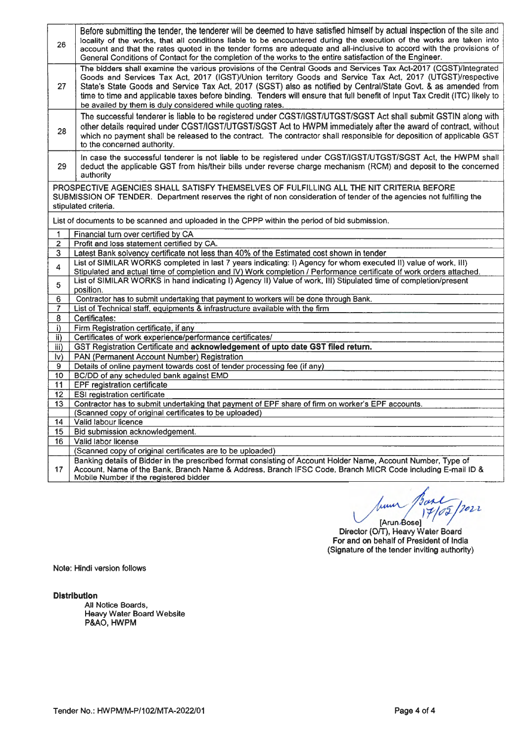| | |
|---|---|
| 26 | Before submitting the tender, the tenderer will be deemed to have satisfied himself by actual inspection of the site and locality of the works, that all conditions liable to be encountered during the execution of the works are taken into account and that the rates quoted in the tender forms are adequate and all-inclusive to accord with the provisions of General Conditions of Contact for the completion of the works to the entire satisfaction of the Engineer. |
| 27 | The bidders shall examine the various provisions of the Central Goods and Services Tax Act-2017 (CGST)/Integrated Goods and Services Tax Act, 2017 (IGST)/Union territory Goods and Service Tax Act, 2017 (UTGST)/respective State's State Goods and Service Tax Act, 2017 (SGST) also as notified by Central/State Govt. & as amended from time to time and applicable taxes before binding. Tenders will ensure that full benefit of Input Tax Credit (ITC) likely to be availed by them is duly considered while quoting rates. |
| 28 | The successful tenderer is liable to be registered under CGST/IGST/UTGST/SGST Act shall submit GSTIN along with other details required under CGST/IGST/UTGST/SGST Act to HWPM immediately after the award of contract, without which no payment shall be released to the contract. The contractor shall responsible for deposition of applicable GST to the concerned authority. |
| 29 | In case the successful tenderer is not liable to be registered under CGST/IGST/UTGST/SGST Act, the HWPM shall deduct the applicable GST from his/their bills under reverse charge mechanism (RCM) and deposit to the concerned authority |

PROSPECTIVE AGENCIES SHALL SATISFY THEMSELVES OF FULFILLING ALL THE NIT CRITERIA BEFORE SUBMISSION OF TENDER. Department reserves the right of non consideration of tender of the agencies not fulfilling the stipulated criteria.

List of documents to be scanned and uploaded in the CPPP within the period of bid submission.

| | |
|---|---|
| 1 | Financial turn over certified by CA |
| 2 | Profit and loss statement certified by CA. |
| 3 | Latest Bank solvency certificate not less than 40% of the Estimated cost shown in tender |
| 4 | List of SIMILAR WORKS completed in last 7 years indicating: I) Agency for whom executed II) value of work, III) Stipulated and actual time of completion and IV) Work completion / Performance certificate of work orders attached. |
| 5 | List of SIMILAR WORKS in hand indicating I) Agency II) Value of work, III) Stipulated time of completion/present position. |
| 6 | Contractor has to submit undertaking that payment to workers will be done through Bank. |
| 7 | List of Technical staff, equipments & infrastructure available with the firm |
| 8 | Certificates: |
| i) | Firm Registration certificate, if any |
| ii) | Certificates of work experience/performance certificates/ |
| iii) | GST Registration Certificate and **acknowledgement of upto date GST filed return.** |
| Iv) | PAN (Permanent Account Number) Registration |
| 9 | Details of online payment towards cost of tender processing fee (if any) |
| 10 | BC/DD of any scheduled bank against EMD |
| 11 | EPF registration certificate |
| 12 | ESI registration certificate |
| 13 | Contractor has to submit undertaking that payment of EPF share of firm on worker's EPF accounts. |
| | (Scanned copy of original certificates to be uploaded) |
| 14 | Valid labour licence |
| 15 | Bid submission acknowledgement. |
| 16 | Valid labor license |
| | (Scanned copy of original certificates are to be uploaded) |
| 17 | Banking details of Bidder in the prescribed format consisting of Account Holder Name, Account Number, Type of Account, Name of the Bank, Branch Name & Address, Branch IFSC Code, Branch MICR Code including E-mail ID & Mobile Number if the registered bidder |

17/05/2022

[Arun Bose]
Director (O/T), Heavy Water Board
For and on behalf of President of India
(Signature of the tender inviting authority)

Note: Hindi version follows

**Distribution**

All Notice Boards,
Heavy Water Board Website
P&AO, HWPM

Tender No.: HWPM/M-P/102/MTA-2022/01